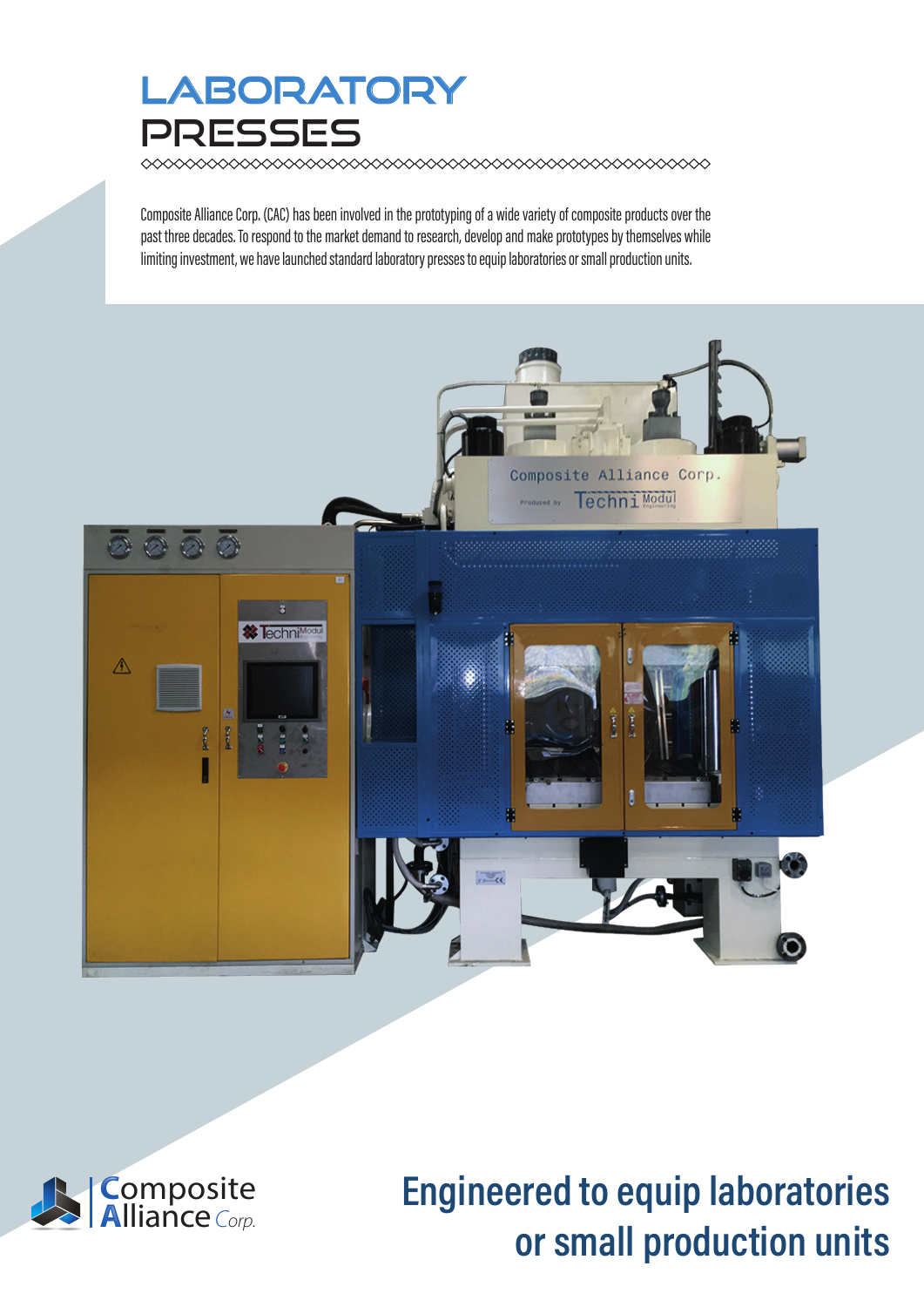# LABORATORY PRESSES

Composite Alliance Corp. (CAC) has been involved in the prototyping of a wide variety of composite products over the past three decades. To respond to the market demand to research, develop and make prototypes by themselves while limiting investment, we have launched standard laboratory presses to equip laboratories or small production units.

Composite Alliance Corp.

## Engineered to equip laboratories or small production units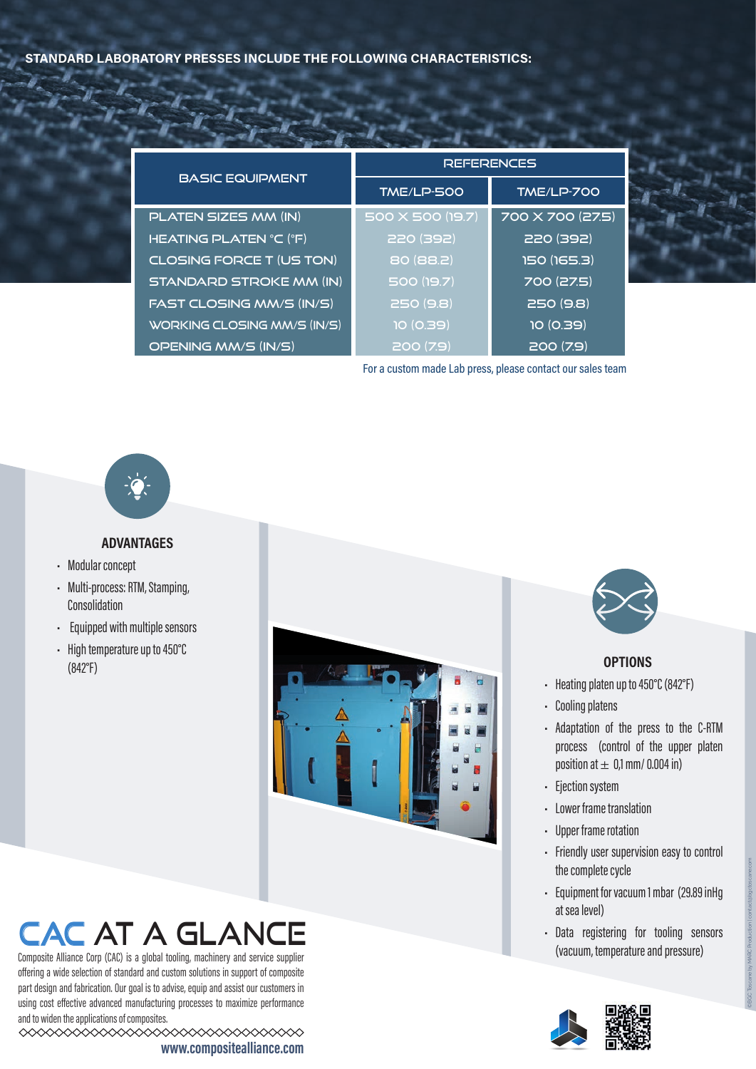STANDARD LABORATORY PRESSES INCLUDE THE FOLLOWING CHARACTERISTICS:

| BASIC EQUIPMENT | REFERENCES | |
|---|---|---|
| | TME/LP-500 | TME/LP-700 |
| PLATEN SIZES MM (IN) | 500 X 500 (19.7) | 700 X 700 (27.5) |
| HEATING PLATEN °C (°F) | 220 (392) | 220 (392) |
| CLOSING FORCE T (US TON) | 80 (88.2) | 150 (165.3) |
| STANDARD STROKE MM (IN) | 500 (19.7) | 700 (27.5) |
| FAST CLOSING MM/S (IN/S) | 250 (9.8) | 250 (9.8) |
| WORKING CLOSING MM/S (IN/S) | 10 (0.39) | 10 (0.39) |
| OPENING MM/S (IN/S) | 200 (7.9) | 200 (7.9) |

For a custom made Lab press, please contact our sales team

### ADVANTAGES

- Modular concept
- Multi-process: RTM, Stamping, Consolidation
- Equipped with multiple sensors
- High temperature up to 450°C (842°F)

### OPTIONS

- Heating platen up to 450°C (842°F)
- Cooling platens
- Adaptation of the press to the C-RTM process (control of the upper platen position at ± 0,1 mm/ 0.004 in)
- Ejection system
- Lower frame translation
- Upper frame rotation
- Friendly user supervision easy to control the complete cycle
- Equipment for vacuum 1 mbar (29.89 inHg at sea level)
- Data registering for tooling sensors (vacuum, temperature and pressure)

## CAC AT A GLANCE

Composite Alliance Corp (CAC) is a global tooling, machinery and service supplier offering a wide selection of standard and custom solutions in support of composite part design and fabrication. Our goal is to advise, equip and assist our customers in using cost effective advanced manufacturing processes to maximize performance and to widen the applications of composites.

www.compositealliance.com